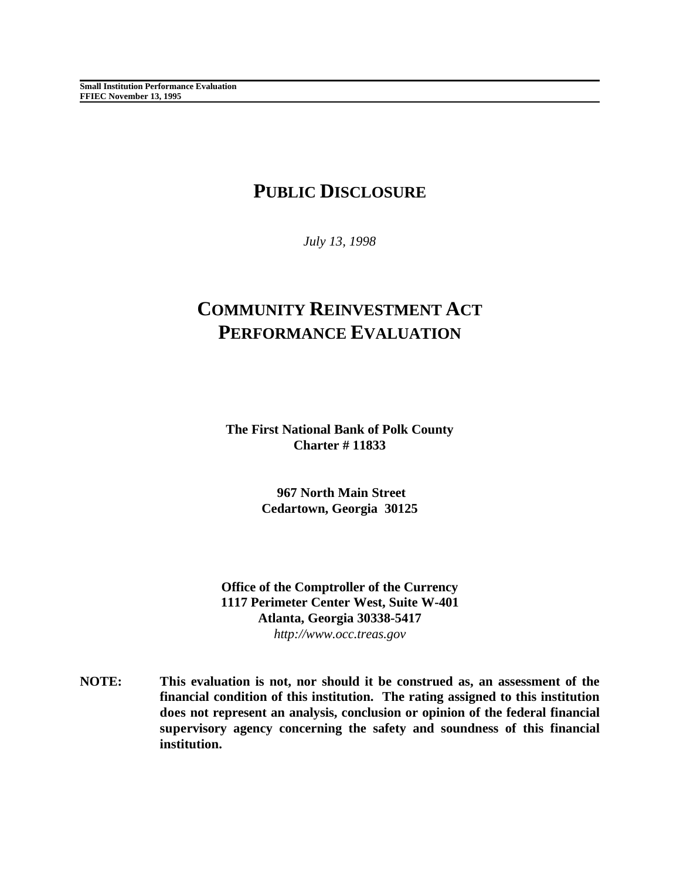**Small Institution Performance Evaluation**
**FFIEC November 13, 1995**

# PUBLIC DISCLOSURE

*July 13, 1998*

# COMMUNITY REINVESTMENT ACT PERFORMANCE EVALUATION

**The First National Bank of Polk County**
**Charter # 11833**

**967 North Main Street**
**Cedartown, Georgia 30125**

**Office of the Comptroller of the Currency**
**1117 Perimeter Center West, Suite W-401**
**Atlanta, Georgia 30338-5417**
*http://www.occ.treas.gov*

**NOTE:** **This evaluation is not, nor should it be construed as, an assessment of the financial condition of this institution. The rating assigned to this institution does not represent an analysis, conclusion or opinion of the federal financial supervisory agency concerning the safety and soundness of this financial institution.**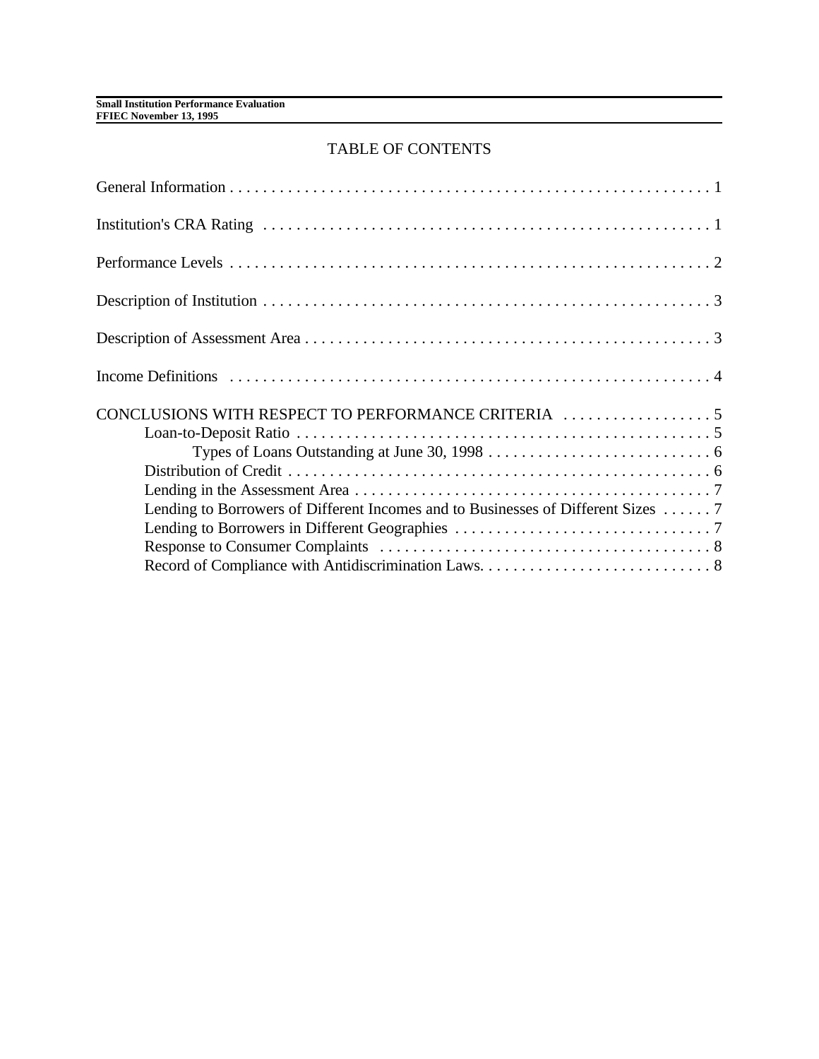## TABLE OF CONTENTS

General Information . . . . . . . . . . . . . . . . . . . . . . . . . . . . . . . . . . . . . . . . . . . . . . . . . . . . . . . . . . 1

Institution's CRA Rating . . . . . . . . . . . . . . . . . . . . . . . . . . . . . . . . . . . . . . . . . . . . . . . . . . . . . . . 1

Performance Levels . . . . . . . . . . . . . . . . . . . . . . . . . . . . . . . . . . . . . . . . . . . . . . . . . . . . . . . . . . . 2

Description of Institution . . . . . . . . . . . . . . . . . . . . . . . . . . . . . . . . . . . . . . . . . . . . . . . . . . . . . . 3

Description of Assessment Area . . . . . . . . . . . . . . . . . . . . . . . . . . . . . . . . . . . . . . . . . . . . . . . . . 3

Income Definitions . . . . . . . . . . . . . . . . . . . . . . . . . . . . . . . . . . . . . . . . . . . . . . . . . . . . . . . . . . 4

CONCLUSIONS WITH RESPECT TO PERFORMANCE CRITERIA . . . . . . . . . . . . . . . . . . 5
- Loan-to-Deposit Ratio . . . . . . . . . . . . . . . . . . . . . . . . . . . . . . . . . . . . . . . . . . . . . . . . . . 5
  - Types of Loans Outstanding at June 30, 1998 . . . . . . . . . . . . . . . . . . . . . . . . . . . 6
- Distribution of Credit . . . . . . . . . . . . . . . . . . . . . . . . . . . . . . . . . . . . . . . . . . . . . . . . . . . 6
- Lending in the Assessment Area . . . . . . . . . . . . . . . . . . . . . . . . . . . . . . . . . . . . . . . . . . 7
- Lending to Borrowers of Different Incomes and to Businesses of Different Sizes . . . . . . 7
- Lending to Borrowers in Different Geographies . . . . . . . . . . . . . . . . . . . . . . . . . . . . . . . 7
- Response to Consumer Complaints . . . . . . . . . . . . . . . . . . . . . . . . . . . . . . . . . . . . . . . . 8
- Record of Compliance with Antidiscrimination Laws. . . . . . . . . . . . . . . . . . . . . . . . . . . . 8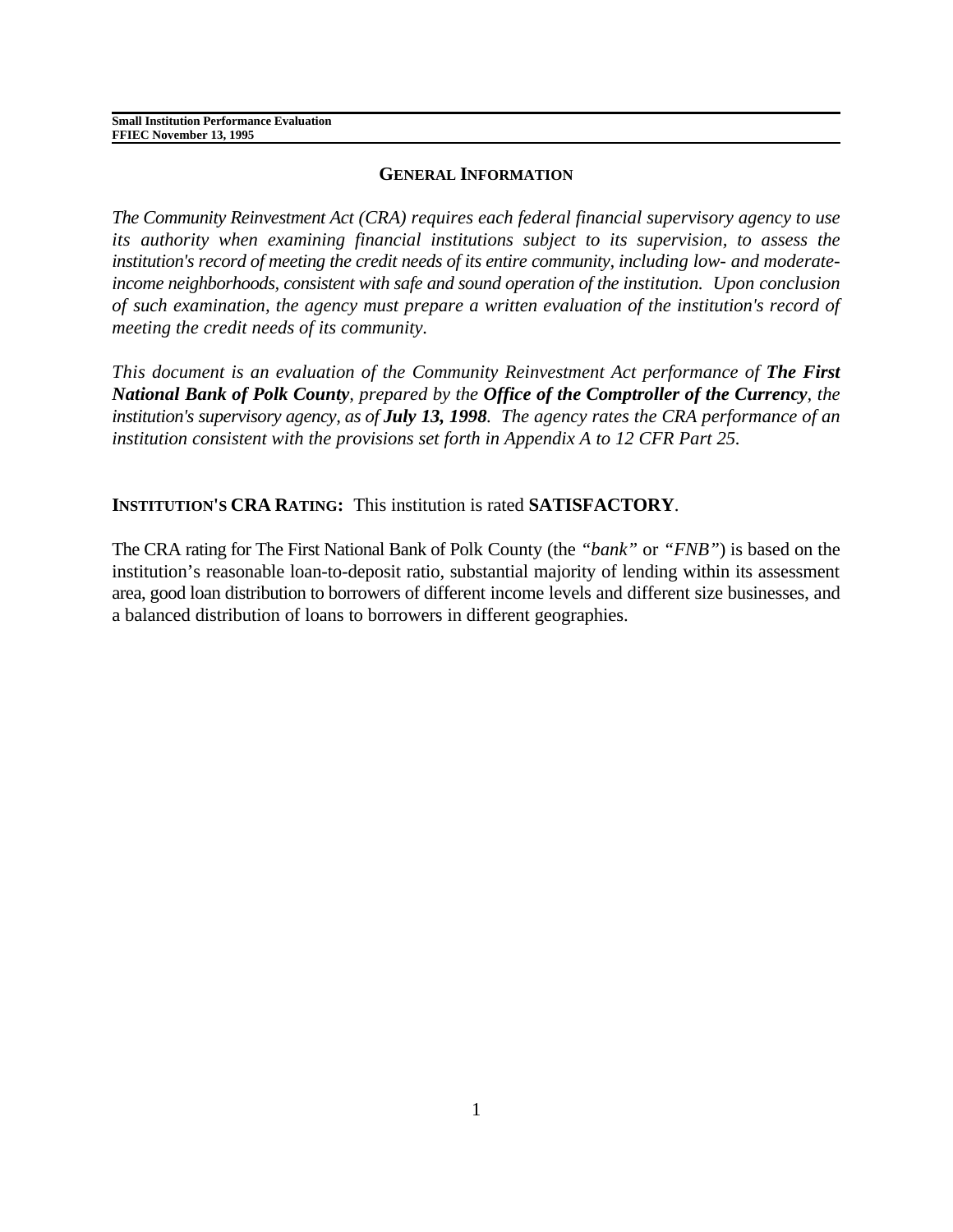## GENERAL INFORMATION

*The Community Reinvestment Act (CRA) requires each federal financial supervisory agency to use its authority when examining financial institutions subject to its supervision, to assess the institution's record of meeting the credit needs of its entire community, including low- and moderate-income neighborhoods, consistent with safe and sound operation of the institution. Upon conclusion of such examination, the agency must prepare a written evaluation of the institution's record of meeting the credit needs of its community.*

*This document is an evaluation of the Community Reinvestment Act performance of **The First National Bank of Polk County**, prepared by the **Office of the Comptroller of the Currency**, the institution's supervisory agency, as of **July 13, 1998**. The agency rates the CRA performance of an institution consistent with the provisions set forth in Appendix A to 12 CFR Part 25.*

**INSTITUTION'S CRA RATING:** This institution is rated **SATISFACTORY**.

The CRA rating for The First National Bank of Polk County (the *"bank"* or *"FNB"*) is based on the institution's reasonable loan-to-deposit ratio, substantial majority of lending within its assessment area, good loan distribution to borrowers of different income levels and different size businesses, and a balanced distribution of loans to borrowers in different geographies.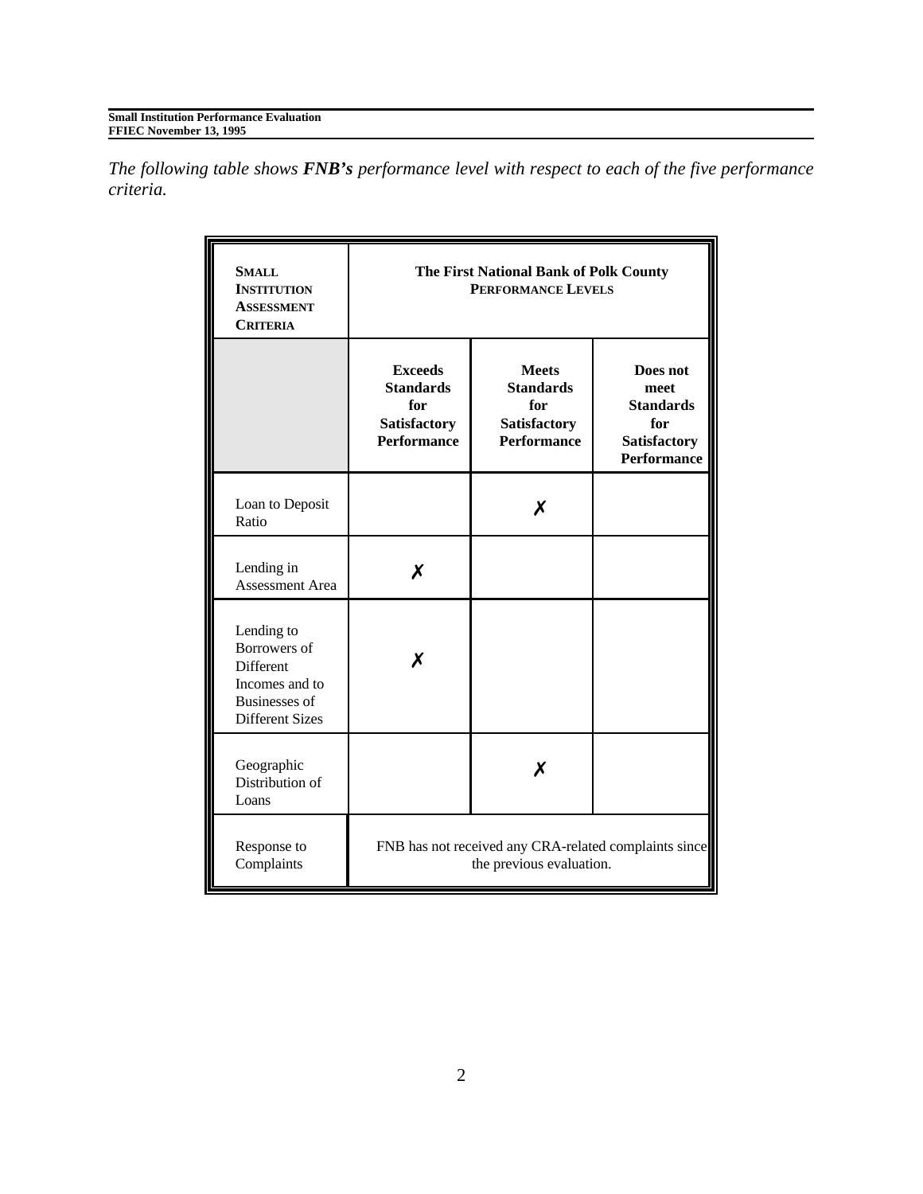*The following table shows **FNB's** performance level with respect to each of the five performance criteria.*

| SMALL INSTITUTION ASSESSMENT CRITERIA | The First National Bank of Polk County PERFORMANCE LEVELS | | |
|---|---|---|---|
| | **Exceeds Standards for Satisfactory Performance** | **Meets Standards for Satisfactory Performance** | **Does not meet Standards for Satisfactory Performance** |
| Loan to Deposit Ratio | | ✗ | |
| Lending in Assessment Area | ✗ | | |
| Lending to Borrowers of Different Incomes and to Businesses of Different Sizes | ✗ | | |
| Geographic Distribution of Loans | | ✗ | |
| Response to Complaints | FNB has not received any CRA-related complaints since the previous evaluation. | | |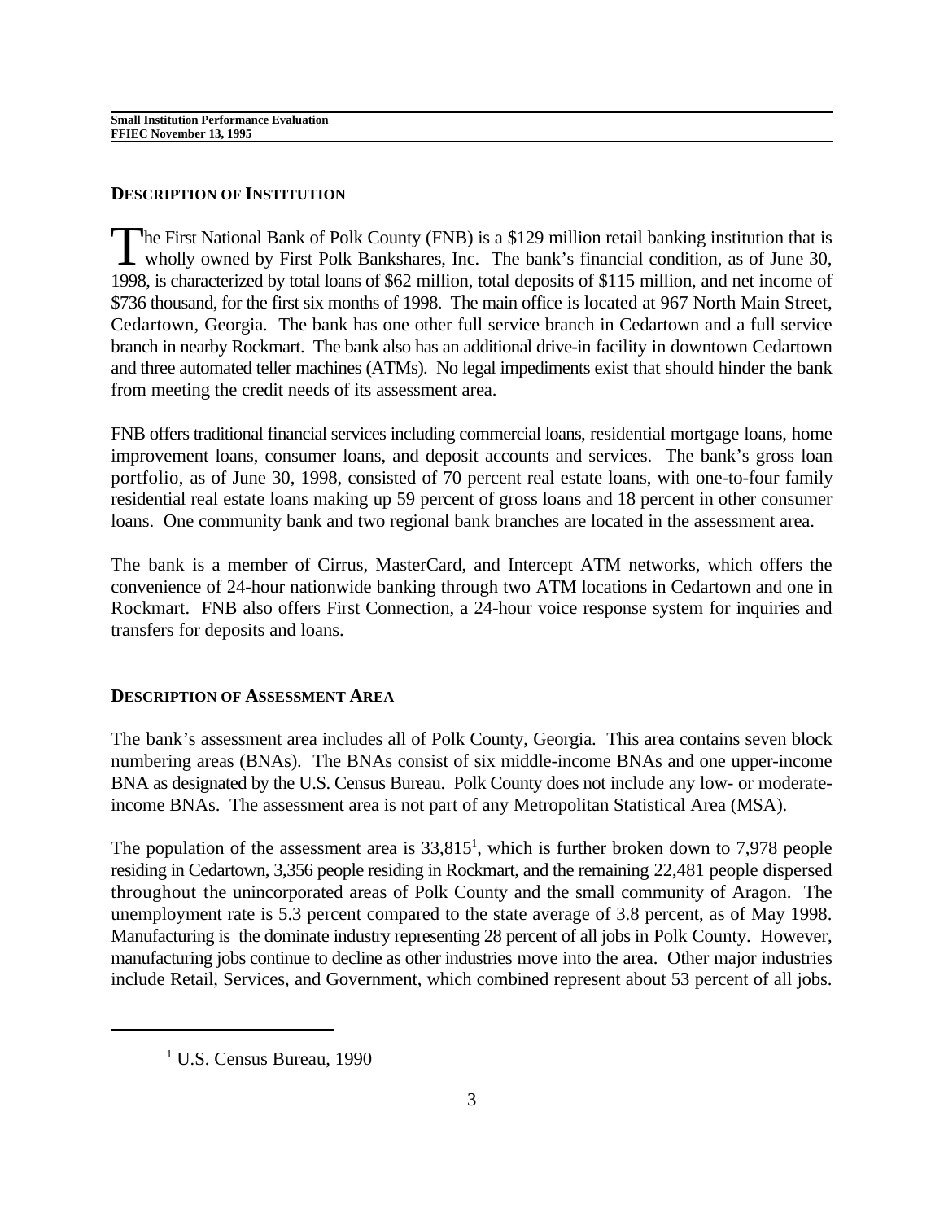## DESCRIPTION OF INSTITUTION

The First National Bank of Polk County (FNB) is a $129 million retail banking institution that is wholly owned by First Polk Bankshares, Inc. The bank's financial condition, as of June 30, 1998, is characterized by total loans of $62 million, total deposits of $115 million, and net income of $736 thousand, for the first six months of 1998. The main office is located at 967 North Main Street, Cedartown, Georgia. The bank has one other full service branch in Cedartown and a full service branch in nearby Rockmart. The bank also has an additional drive-in facility in downtown Cedartown and three automated teller machines (ATMs). No legal impediments exist that should hinder the bank from meeting the credit needs of its assessment area.

FNB offers traditional financial services including commercial loans, residential mortgage loans, home improvement loans, consumer loans, and deposit accounts and services. The bank's gross loan portfolio, as of June 30, 1998, consisted of 70 percent real estate loans, with one-to-four family residential real estate loans making up 59 percent of gross loans and 18 percent in other consumer loans. One community bank and two regional bank branches are located in the assessment area.

The bank is a member of Cirrus, MasterCard, and Intercept ATM networks, which offers the convenience of 24-hour nationwide banking through two ATM locations in Cedartown and one in Rockmart. FNB also offers First Connection, a 24-hour voice response system for inquiries and transfers for deposits and loans.

## DESCRIPTION OF ASSESSMENT AREA

The bank's assessment area includes all of Polk County, Georgia. This area contains seven block numbering areas (BNAs). The BNAs consist of six middle-income BNAs and one upper-income BNA as designated by the U.S. Census Bureau. Polk County does not include any low- or moderate-income BNAs. The assessment area is not part of any Metropolitan Statistical Area (MSA).

The population of the assessment area is 33,815[1], which is further broken down to 7,978 people residing in Cedartown, 3,356 people residing in Rockmart, and the remaining 22,481 people dispersed throughout the unincorporated areas of Polk County and the small community of Aragon. The unemployment rate is 5.3 percent compared to the state average of 3.8 percent, as of May 1998. Manufacturing is the dominate industry representing 28 percent of all jobs in Polk County. However, manufacturing jobs continue to decline as other industries move into the area. Other major industries include Retail, Services, and Government, which combined represent about 53 percent of all jobs.

---

[1] U.S. Census Bureau, 1990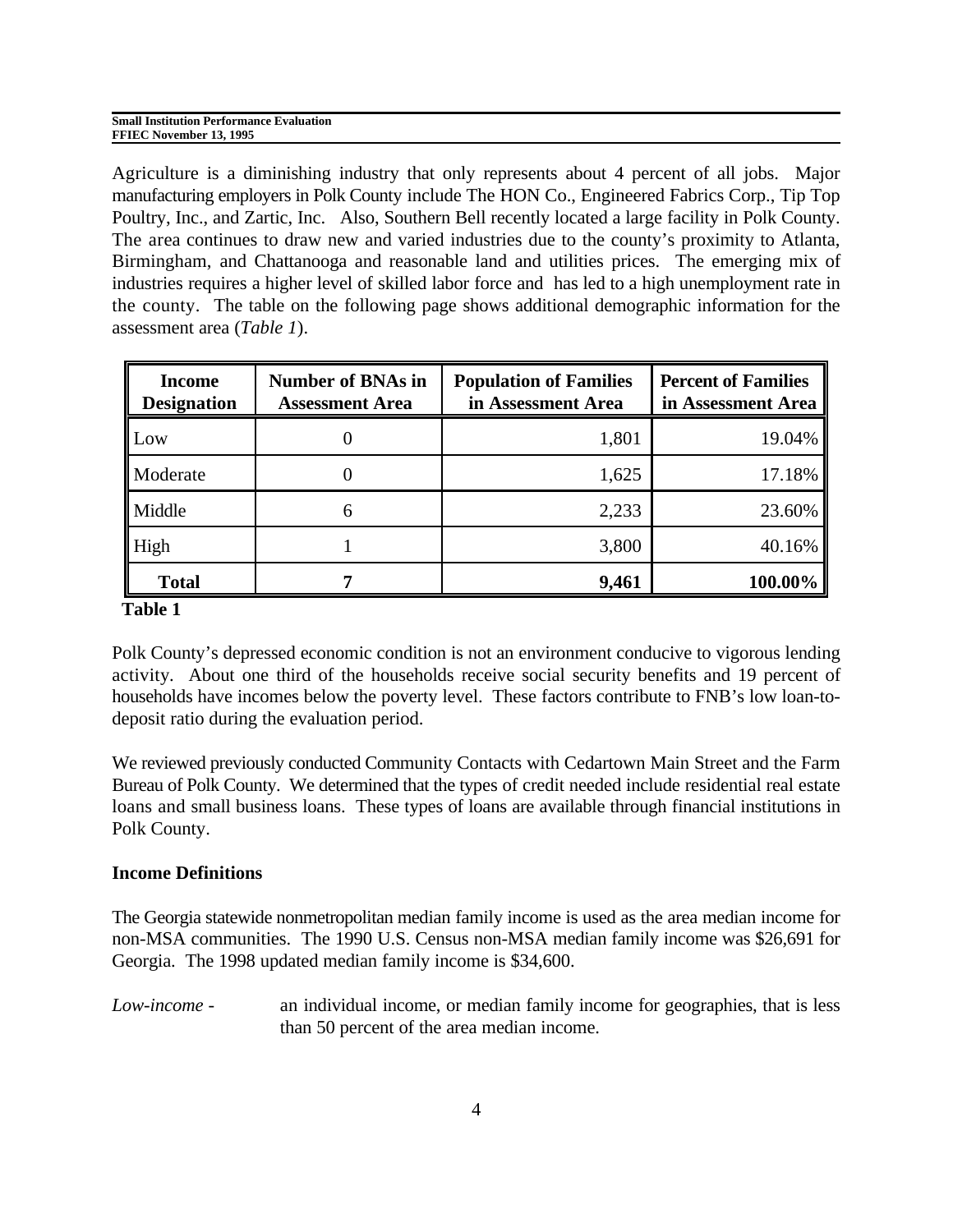Agriculture is a diminishing industry that only represents about 4 percent of all jobs. Major manufacturing employers in Polk County include The HON Co., Engineered Fabrics Corp., Tip Top Poultry, Inc., and Zartic, Inc. Also, Southern Bell recently located a large facility in Polk County. The area continues to draw new and varied industries due to the county's proximity to Atlanta, Birmingham, and Chattanooga and reasonable land and utilities prices. The emerging mix of industries requires a higher level of skilled labor force and has led to a high unemployment rate in the county. The table on the following page shows additional demographic information for the assessment area (*Table 1*).

| Income Designation | Number of BNAs in Assessment Area | Population of Families in Assessment Area | Percent of Families in Assessment Area |
|---|---|---|---|
| Low | 0 | 1,801 | 19.04% |
| Moderate | 0 | 1,625 | 17.18% |
| Middle | 6 | 2,233 | 23.60% |
| High | 1 | 3,800 | 40.16% |
| **Total** | **7** | **9,461** | **100.00%** |

**Table 1**

Polk County's depressed economic condition is not an environment conducive to vigorous lending activity. About one third of the households receive social security benefits and 19 percent of households have incomes below the poverty level. These factors contribute to FNB's low loan-to-deposit ratio during the evaluation period.

We reviewed previously conducted Community Contacts with Cedartown Main Street and the Farm Bureau of Polk County. We determined that the types of credit needed include residential real estate loans and small business loans. These types of loans are available through financial institutions in Polk County.

**Income Definitions**

The Georgia statewide nonmetropolitan median family income is used as the area median income for non-MSA communities. The 1990 U.S. Census non-MSA median family income was $26,691 for Georgia. The 1998 updated median family income is $34,600.

*Low-income* - an individual income, or median family income for geographies, that is less than 50 percent of the area median income.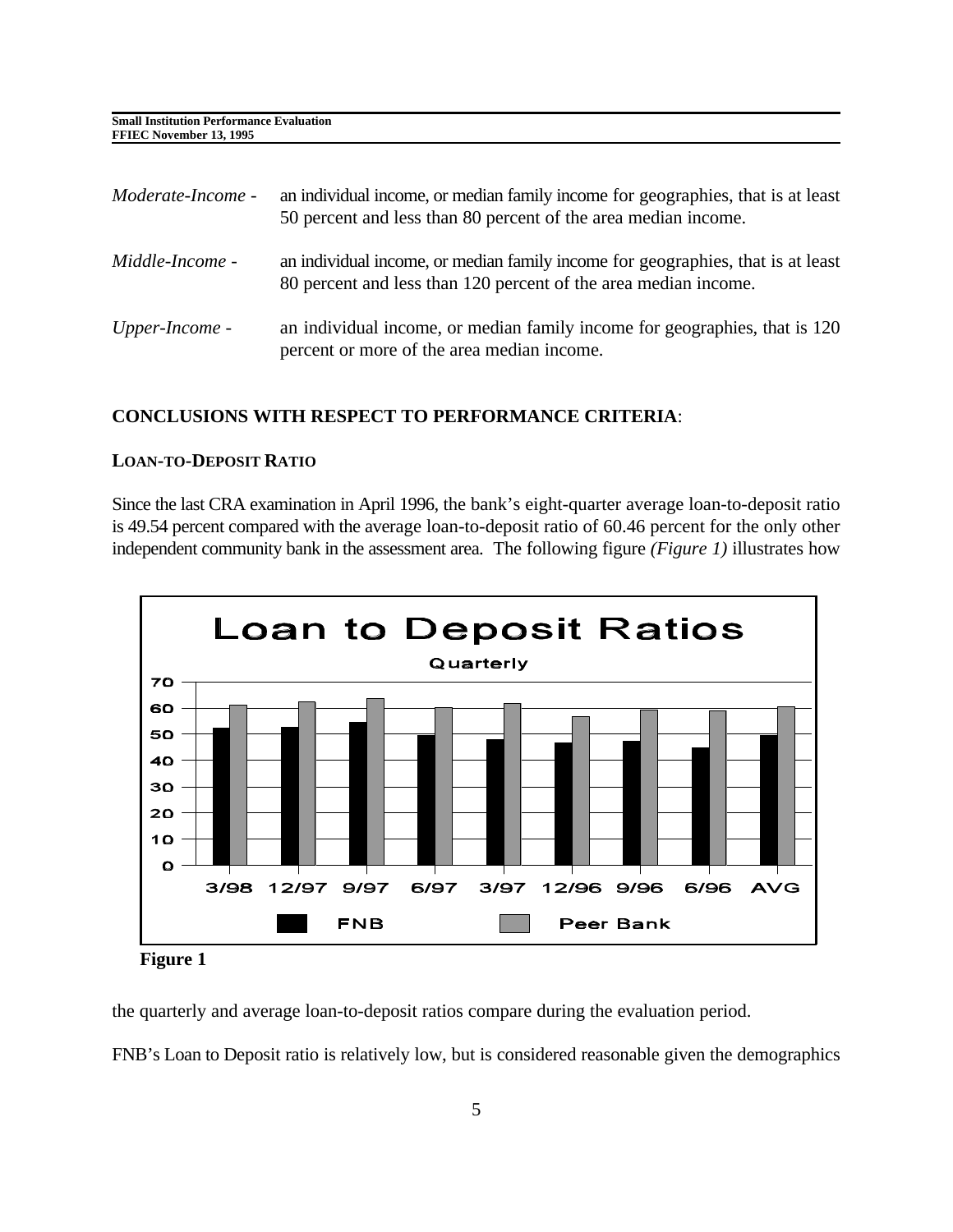*Moderate-Income* - an individual income, or median family income for geographies, that is at least 50 percent and less than 80 percent of the area median income.

*Middle-Income* - an individual income, or median family income for geographies, that is at least 80 percent and less than 120 percent of the area median income.

*Upper-Income* - an individual income, or median family income for geographies, that is 120 percent or more of the area median income.

## CONCLUSIONS WITH RESPECT TO PERFORMANCE CRITERIA:

### LOAN-TO-DEPOSIT RATIO

Since the last CRA examination in April 1996, the bank's eight-quarter average loan-to-deposit ratio is 49.54 percent compared with the average loan-to-deposit ratio of 60.46 percent for the only other independent community bank in the assessment area. The following figure *(Figure 1)* illustrates how the quarterly and average loan-to-deposit ratios compare during the evaluation period.

**Figure 1**

FNB's Loan to Deposit ratio is relatively low, but is considered reasonable given the demographics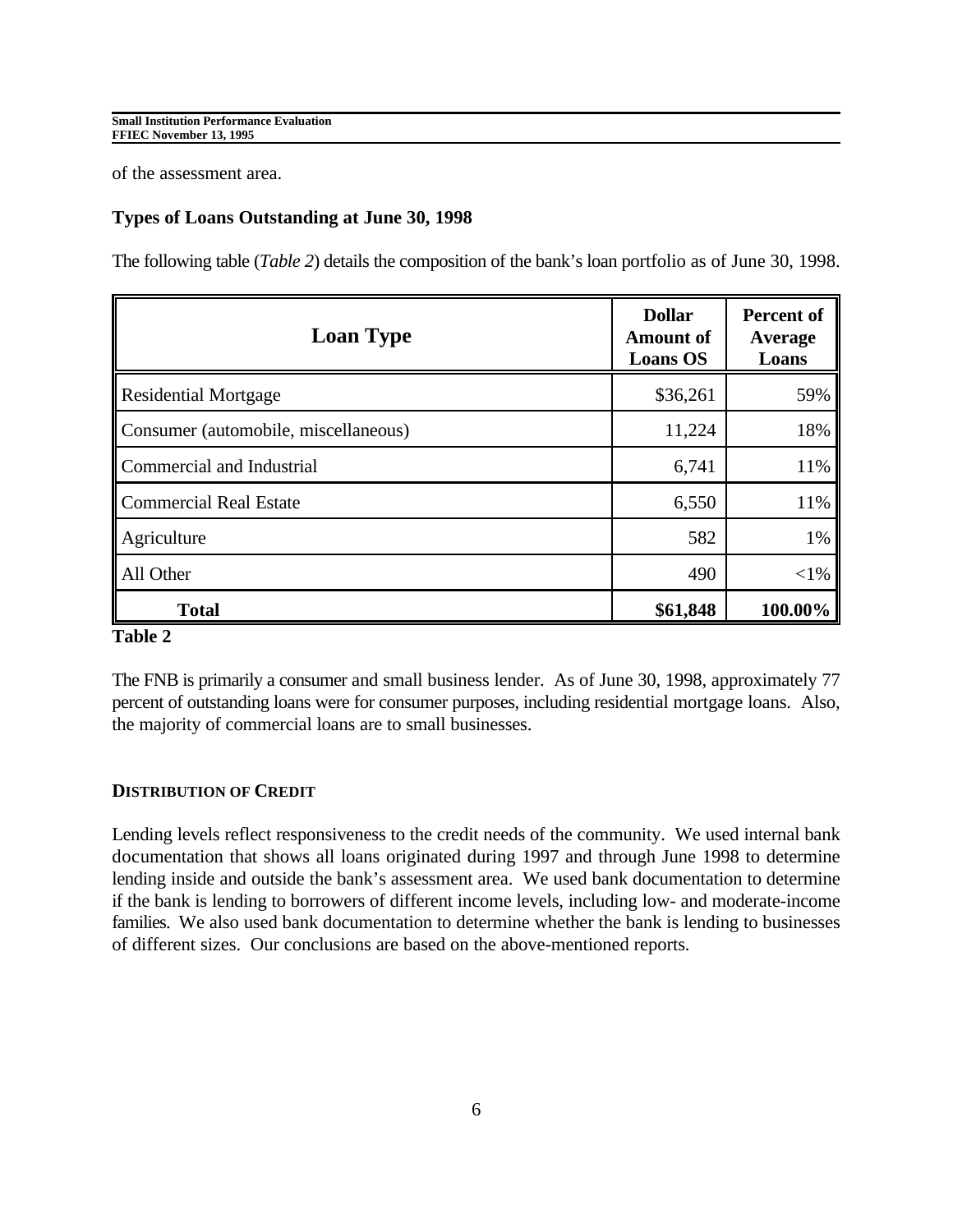of the assessment area.

### Types of Loans Outstanding at June 30, 1998

The following table (*Table 2*) details the composition of the bank's loan portfolio as of June 30, 1998.

| Loan Type | Dollar Amount of Loans OS | Percent of Average Loans |
|---|---|---|
| Residential Mortgage | $36,261 | 59% |
| Consumer (automobile, miscellaneous) | 11,224 | 18% |
| Commercial and Industrial | 6,741 | 11% |
| Commercial Real Estate | 6,550 | 11% |
| Agriculture | 582 | 1% |
| All Other | 490 | <1% |
| **Total** | **$61,848** | **100.00%** |

**Table 2**

The FNB is primarily a consumer and small business lender. As of June 30, 1998, approximately 77 percent of outstanding loans were for consumer purposes, including residential mortgage loans. Also, the majority of commercial loans are to small businesses.

### DISTRIBUTION OF CREDIT

Lending levels reflect responsiveness to the credit needs of the community. We used internal bank documentation that shows all loans originated during 1997 and through June 1998 to determine lending inside and outside the bank's assessment area. We used bank documentation to determine if the bank is lending to borrowers of different income levels, including low- and moderate-income families. We also used bank documentation to determine whether the bank is lending to businesses of different sizes. Our conclusions are based on the above-mentioned reports.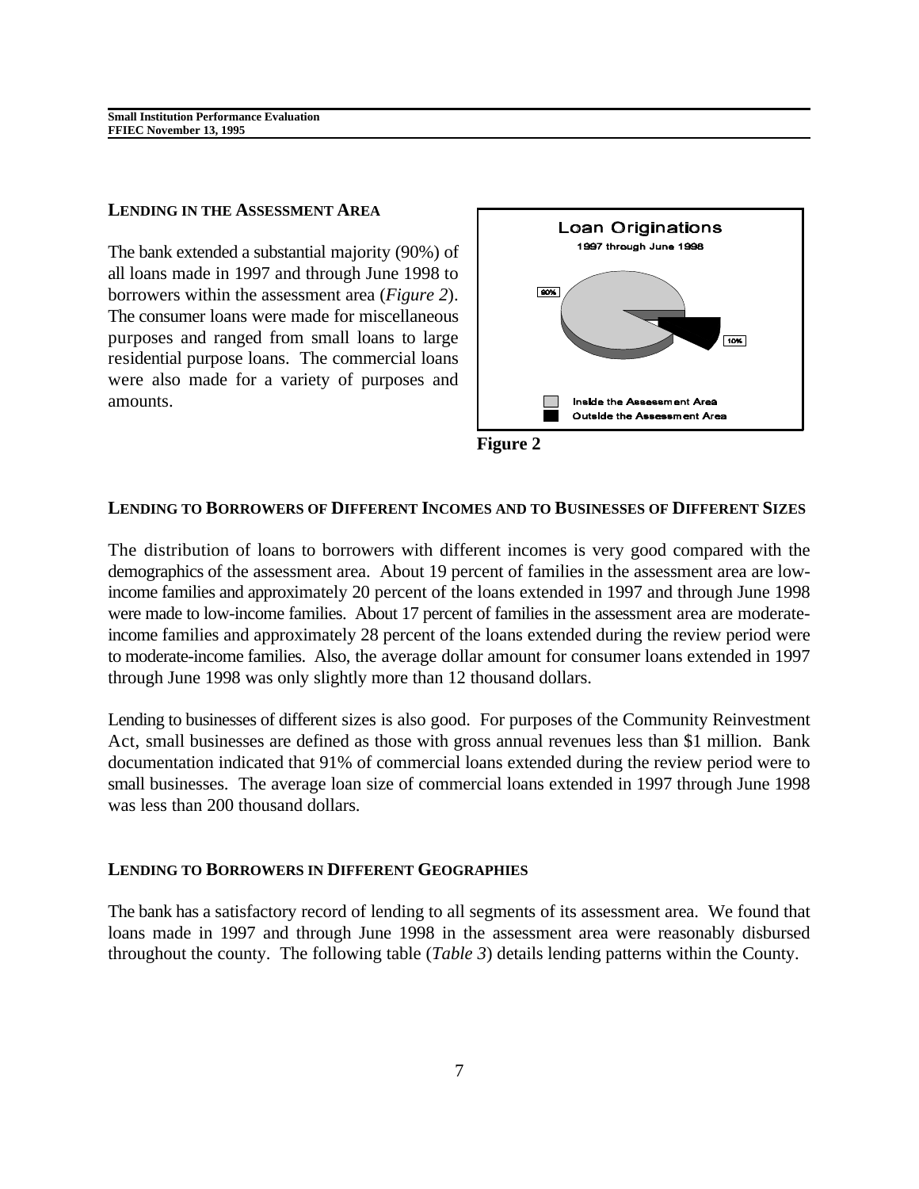### LENDING IN THE ASSESSMENT AREA

The bank extended a substantial majority (90%) of all loans made in 1997 and through June 1998 to borrowers within the assessment area (*Figure 2*). The consumer loans were made for miscellaneous purposes and ranged from small loans to large residential purpose loans. The commercial loans were also made for a variety of purposes and amounts.

**Loan Originations**
1997 through June 1998

- 90% Inside the Assessment Area
- 10% Outside the Assessment Area

**Figure 2**

### LENDING TO BORROWERS OF DIFFERENT INCOMES AND TO BUSINESSES OF DIFFERENT SIZES

The distribution of loans to borrowers with different incomes is very good compared with the demographics of the assessment area. About 19 percent of families in the assessment area are low-income families and approximately 20 percent of the loans extended in 1997 and through June 1998 were made to low-income families. About 17 percent of families in the assessment area are moderate-income families and approximately 28 percent of the loans extended during the review period were to moderate-income families. Also, the average dollar amount for consumer loans extended in 1997 through June 1998 was only slightly more than 12 thousand dollars.

Lending to businesses of different sizes is also good. For purposes of the Community Reinvestment Act, small businesses are defined as those with gross annual revenues less than $1 million. Bank documentation indicated that 91% of commercial loans extended during the review period were to small businesses. The average loan size of commercial loans extended in 1997 through June 1998 was less than 200 thousand dollars.

### LENDING TO BORROWERS IN DIFFERENT GEOGRAPHIES

The bank has a satisfactory record of lending to all segments of its assessment area. We found that loans made in 1997 and through June 1998 in the assessment area were reasonably disbursed throughout the county. The following table (*Table 3*) details lending patterns within the County.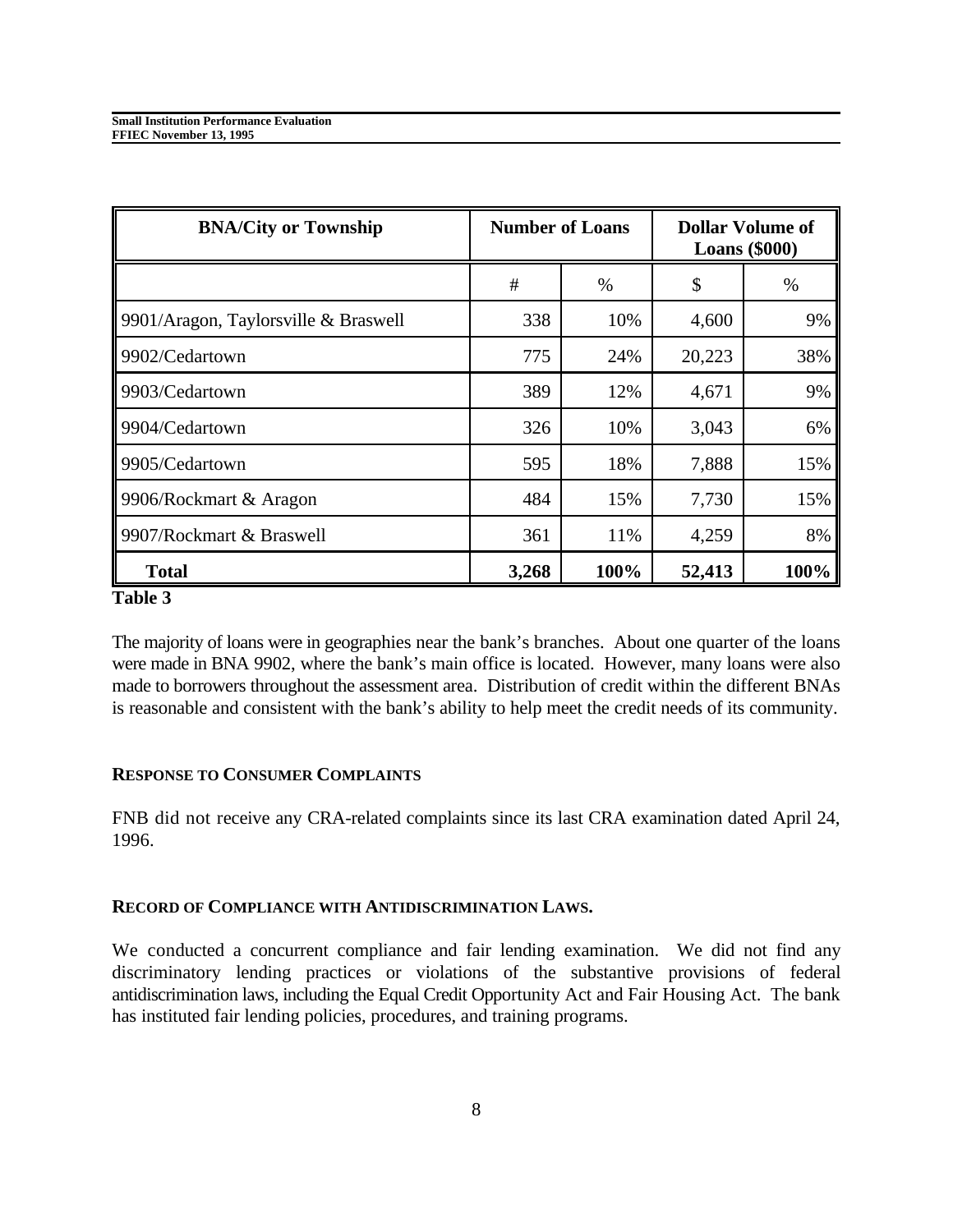| BNA/City or Township | Number of Loans | | Dollar Volume of Loans ($000) | |
|---|---|---|---|---|
| | # | % | $ | % |
| 9901/Aragon, Taylorsville & Braswell | 338 | 10% | 4,600 | 9% |
| 9902/Cedartown | 775 | 24% | 20,223 | 38% |
| 9903/Cedartown | 389 | 12% | 4,671 | 9% |
| 9904/Cedartown | 326 | 10% | 3,043 | 6% |
| 9905/Cedartown | 595 | 18% | 7,888 | 15% |
| 9906/Rockmart & Aragon | 484 | 15% | 7,730 | 15% |
| 9907/Rockmart & Braswell | 361 | 11% | 4,259 | 8% |
| **Total** | **3,268** | **100%** | **52,413** | **100%** |

**Table 3**

The majority of loans were in geographies near the bank's branches. About one quarter of the loans were made in BNA 9902, where the bank's main office is located. However, many loans were also made to borrowers throughout the assessment area. Distribution of credit within the different BNAs is reasonable and consistent with the bank's ability to help meet the credit needs of its community.

**RESPONSE TO CONSUMER COMPLAINTS**

FNB did not receive any CRA-related complaints since its last CRA examination dated April 24, 1996.

**RECORD OF COMPLIANCE WITH ANTIDISCRIMINATION LAWS.**

We conducted a concurrent compliance and fair lending examination. We did not find any discriminatory lending practices or violations of the substantive provisions of federal antidiscrimination laws, including the Equal Credit Opportunity Act and Fair Housing Act. The bank has instituted fair lending policies, procedures, and training programs.